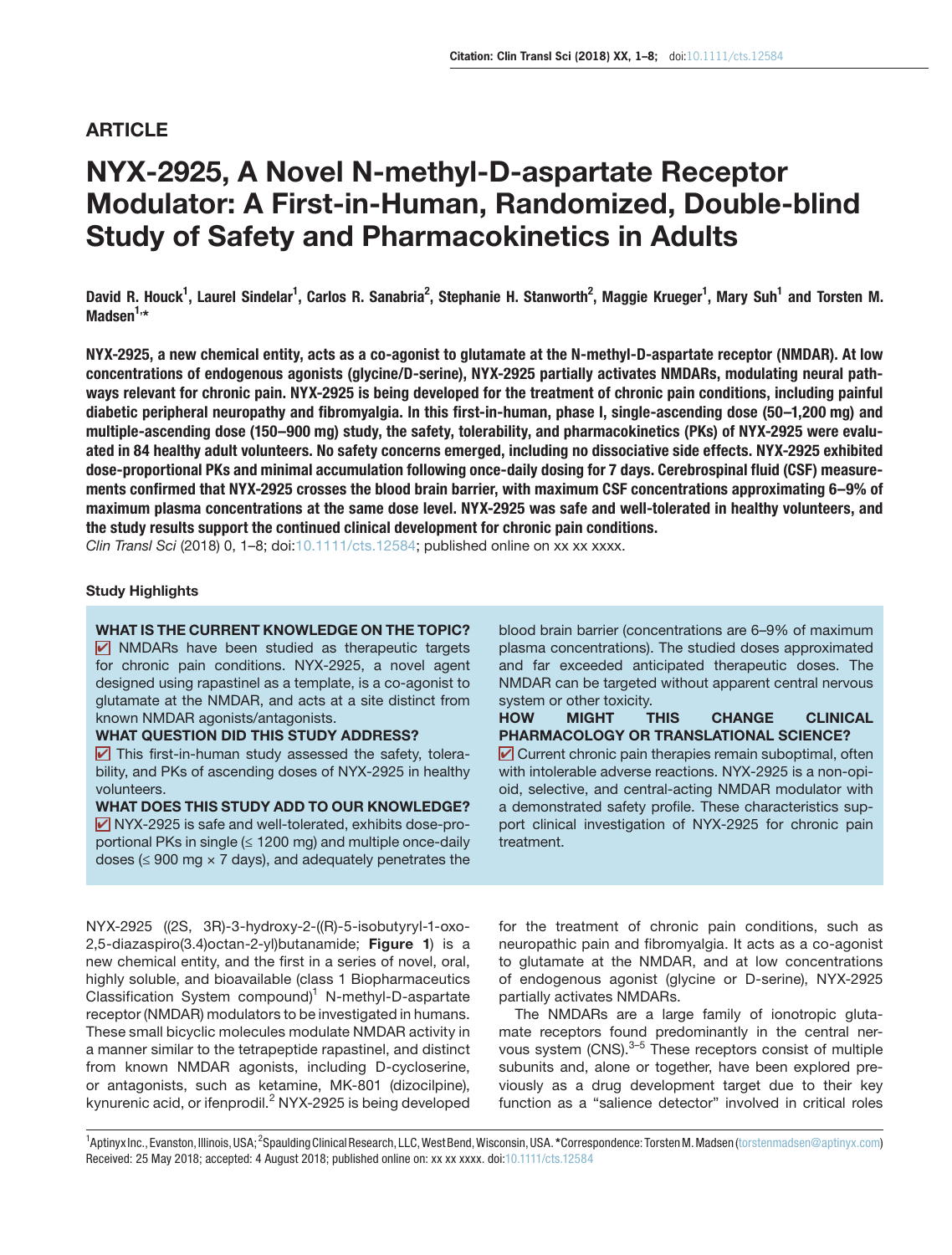## ARTICLE

# NYX-2925, A Novel N-methyl-D-aspartate Receptor Modulator: A First-in-Human, Randomized, Double-blind Study of Safety and Pharmacokinetics in Adults

**David R. Houck[1], Laurel Sindelar[1], Carlos R. Sanabria[2], Stephanie H. Stanworth[2], Maggie Krueger[1], Mary Suh[1] and Torsten M. Madsen[1,*]**

**NYX-2925, a new chemical entity, acts as a co-agonist to glutamate at the N-methyl-D-aspartate receptor (NMDAR). At low concentrations of endogenous agonists (glycine/D-serine), NYX-2925 partially activates NMDARs, modulating neural pathways relevant for chronic pain. NYX-2925 is being developed for the treatment of chronic pain conditions, including painful diabetic peripheral neuropathy and fibromyalgia. In this first-in-human, phase I, single-ascending dose (50–1,200 mg) and multiple-ascending dose (150–900 mg) study, the safety, tolerability, and pharmacokinetics (PKs) of NYX-2925 were evaluated in 84 healthy adult volunteers. No safety concerns emerged, including no dissociative side effects. NYX-2925 exhibited dose-proportional PKs and minimal accumulation following once-daily dosing for 7 days. Cerebrospinal fluid (CSF) measurements confirmed that NYX-2925 crosses the blood brain barrier, with maximum CSF concentrations approximating 6–9% of maximum plasma concentrations at the same dose level. NYX-2925 was safe and well-tolerated in healthy volunteers, and the study results support the continued clinical development for chronic pain conditions.**

*Clin Transl Sci* (2018) 0, 1–8; doi:10.1111/cts.12584; published online on xx xx xxxx.

### Study Highlights

**WHAT IS THE CURRENT KNOWLEDGE ON THE TOPIC?**

☑ NMDARs have been studied as therapeutic targets for chronic pain conditions. NYX-2925, a novel agent designed using rapastinel as a template, is a co-agonist to glutamate at the NMDAR, and acts at a site distinct from known NMDAR agonists/antagonists.

**WHAT QUESTION DID THIS STUDY ADDRESS?**

☑ This first-in-human study assessed the safety, tolerability, and PKs of ascending doses of NYX-2925 in healthy volunteers.

**WHAT DOES THIS STUDY ADD TO OUR KNOWLEDGE?**

☑ NYX-2925 is safe and well-tolerated, exhibits dose-proportional PKs in single (≤ 1200 mg) and multiple once-daily doses (≤ 900 mg × 7 days), and adequately penetrates the blood brain barrier (concentrations are 6–9% of maximum plasma concentrations). The studied doses approximated and far exceeded anticipated therapeutic doses. The NMDAR can be targeted without apparent central nervous system or other toxicity.

**HOW MIGHT THIS CHANGE CLINICAL PHARMACOLOGY OR TRANSLATIONAL SCIENCE?**

☑ Current chronic pain therapies remain suboptimal, often with intolerable adverse reactions. NYX-2925 is a non-opioid, selective, and central-acting NMDAR modulator with a demonstrated safety profile. These characteristics support clinical investigation of NYX-2925 for chronic pain treatment.

NYX-2925 ((2S, 3R)-3-hydroxy-2-((R)-5-isobutyryl-1-oxo-2,5-diazaspiro(3.4)octan-2-yl)butanamide; **Figure 1**) is a new chemical entity, and the first in a series of novel, oral, highly soluble, and bioavailable (class 1 Biopharmaceutics Classification System compound)[1] N-methyl-D-aspartate receptor (NMDAR) modulators to be investigated in humans. These small bicyclic molecules modulate NMDAR activity in a manner similar to the tetrapeptide rapastinel, and distinct from known NMDAR agonists, including D-cycloserine, or antagonists, such as ketamine, MK-801 (dizocilpine), kynurenic acid, or ifenprodil.[2] NYX-2925 is being developed for the treatment of chronic pain conditions, such as neuropathic pain and fibromyalgia. It acts as a co-agonist to glutamate at the NMDAR, and at low concentrations of endogenous agonist (glycine or D-serine), NYX-2925 partially activates NMDARs.

The NMDARs are a large family of ionotropic glutamate receptors found predominantly in the central nervous system (CNS).[3–5] These receptors consist of multiple subunits and, alone or together, have been explored previously as a drug development target due to their key function as a "salience detector" involved in critical roles

[1]Aptinyx Inc., Evanston, Illinois, USA; [2]Spaulding Clinical Research, LLC, West Bend, Wisconsin, USA. *Correspondence: Torsten M. Madsen (torstenmadsen@aptinyx.com)
Received: 25 May 2018; accepted: 4 August 2018; published online on: xx xx xxxx. doi:10.1111/cts.12584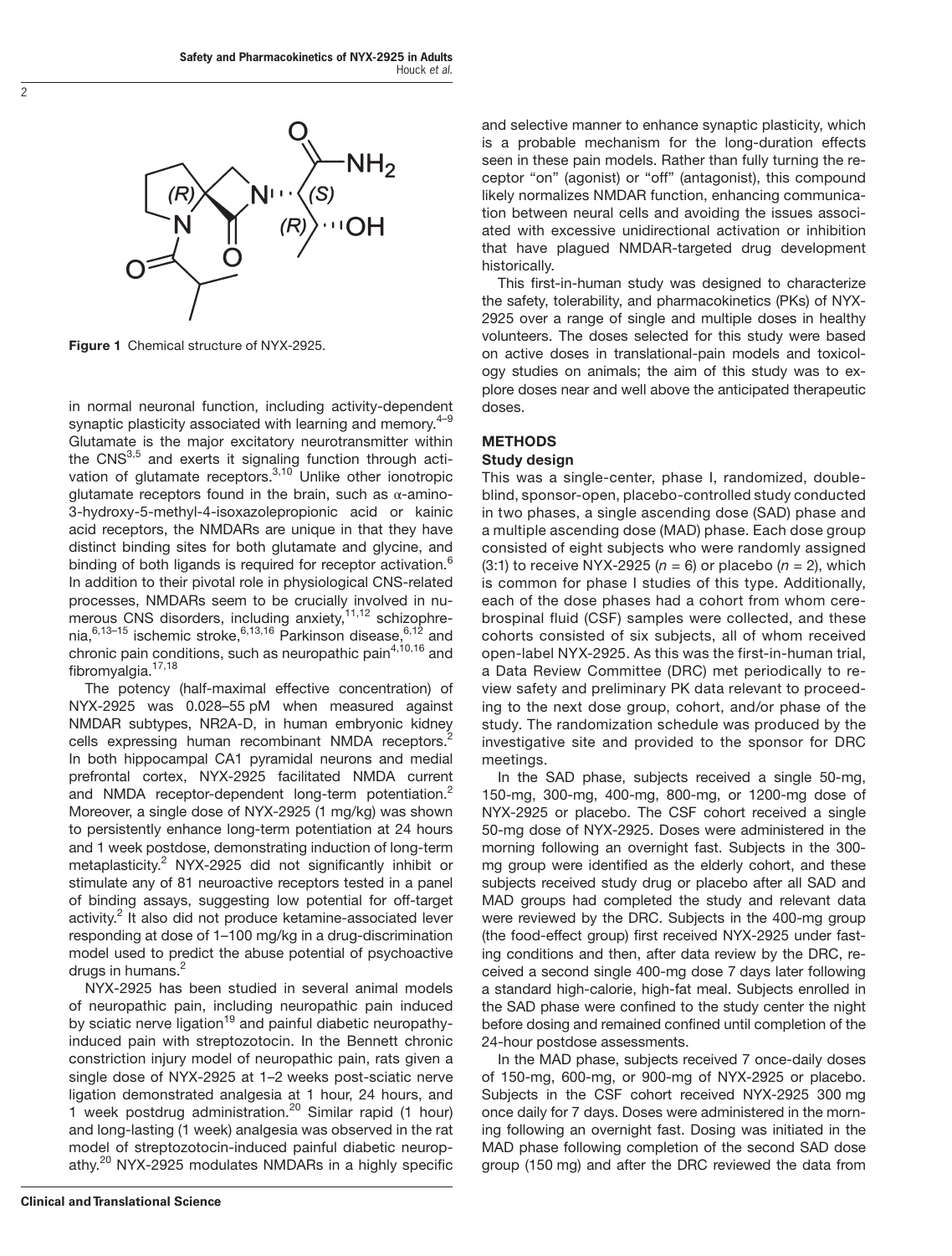**Figure 1** Chemical structure of NYX-2925.

in normal neuronal function, including activity-dependent synaptic plasticity associated with learning and memory.[4–9] Glutamate is the major excitatory neurotransmitter within the CNS[3,5] and exerts it signaling function through activation of glutamate receptors.[3,10] Unlike other ionotropic glutamate receptors found in the brain, such as α-amino-3-hydroxy-5-methyl-4-isoxazolepropionic acid or kainic acid receptors, the NMDARs are unique in that they have distinct binding sites for both glutamate and glycine, and binding of both ligands is required for receptor activation.[6] In addition to their pivotal role in physiological CNS-related processes, NMDARs seem to be crucially involved in numerous CNS disorders, including anxiety,[11,12] schizophrenia,[6,13–15] ischemic stroke,[6,13,16] Parkinson disease,[6,12] and chronic pain conditions, such as neuropathic pain[4,10,16] and fibromyalgia.[17,18]

The potency (half-maximal effective concentration) of NYX-2925 was 0.028–55 pM when measured against NMDAR subtypes, NR2A-D, in human embryonic kidney cells expressing human recombinant NMDA receptors.[2] In both hippocampal CA1 pyramidal neurons and medial prefrontal cortex, NYX-2925 facilitated NMDA current and NMDA receptor-dependent long-term potentiation.[2] Moreover, a single dose of NYX-2925 (1 mg/kg) was shown to persistently enhance long-term potentiation at 24 hours and 1 week postdose, demonstrating induction of long-term metaplasticity.[2] NYX-2925 did not significantly inhibit or stimulate any of 81 neuroactive receptors tested in a panel of binding assays, suggesting low potential for off-target activity.[2] It also did not produce ketamine-associated lever responding at dose of 1–100 mg/kg in a drug-discrimination model used to predict the abuse potential of psychoactive drugs in humans.[2]

NYX-2925 has been studied in several animal models of neuropathic pain, including neuropathic pain induced by sciatic nerve ligation[19] and painful diabetic neuropathy-induced pain with streptozotocin. In the Bennett chronic constriction injury model of neuropathic pain, rats given a single dose of NYX-2925 at 1–2 weeks post-sciatic nerve ligation demonstrated analgesia at 1 hour, 24 hours, and 1 week postdrug administration.[20] Similar rapid (1 hour) and long-lasting (1 week) analgesia was observed in the rat model of streptozotocin-induced painful diabetic neuropathy.[20] NYX-2925 modulates NMDARs in a highly specific and selective manner to enhance synaptic plasticity, which is a probable mechanism for the long-duration effects seen in these pain models. Rather than fully turning the receptor "on" (agonist) or "off" (antagonist), this compound likely normalizes NMDAR function, enhancing communication between neural cells and avoiding the issues associated with excessive unidirectional activation or inhibition that have plagued NMDAR-targeted drug development historically.

This first-in-human study was designed to characterize the safety, tolerability, and pharmacokinetics (PKs) of NYX-2925 over a range of single and multiple doses in healthy volunteers. The doses selected for this study were based on active doses in translational-pain models and toxicology studies on animals; the aim of this study was to explore doses near and well above the anticipated therapeutic doses.

## METHODS

### Study design

This was a single-center, phase I, randomized, double-blind, sponsor-open, placebo-controlled study conducted in two phases, a single ascending dose (SAD) phase and a multiple ascending dose (MAD) phase. Each dose group consisted of eight subjects who were randomly assigned (3:1) to receive NYX-2925 ($n = 6$) or placebo ($n = 2$), which is common for phase I studies of this type. Additionally, each of the dose phases had a cohort from whom cerebrospinal fluid (CSF) samples were collected, and these cohorts consisted of six subjects, all of whom received open-label NYX-2925. As this was the first-in-human trial, a Data Review Committee (DRC) met periodically to review safety and preliminary PK data relevant to proceeding to the next dose group, cohort, and/or phase of the study. The randomization schedule was produced by the investigative site and provided to the sponsor for DRC meetings.

In the SAD phase, subjects received a single 50-mg, 150-mg, 300-mg, 400-mg, 800-mg, or 1200-mg dose of NYX-2925 or placebo. The CSF cohort received a single 50-mg dose of NYX-2925. Doses were administered in the morning following an overnight fast. Subjects in the 300-mg group were identified as the elderly cohort, and these subjects received study drug or placebo after all SAD and MAD groups had completed the study and relevant data were reviewed by the DRC. Subjects in the 400-mg group (the food-effect group) first received NYX-2925 under fasting conditions and then, after data review by the DRC, received a second single 400-mg dose 7 days later following a standard high-calorie, high-fat meal. Subjects enrolled in the SAD phase were confined to the study center the night before dosing and remained confined until completion of the 24-hour postdose assessments.

In the MAD phase, subjects received 7 once-daily doses of 150-mg, 600-mg, or 900-mg of NYX-2925 or placebo. Subjects in the CSF cohort received NYX-2925 300 mg once daily for 7 days. Doses were administered in the morning following an overnight fast. Dosing was initiated in the MAD phase following completion of the second SAD dose group (150 mg) and after the DRC reviewed the data from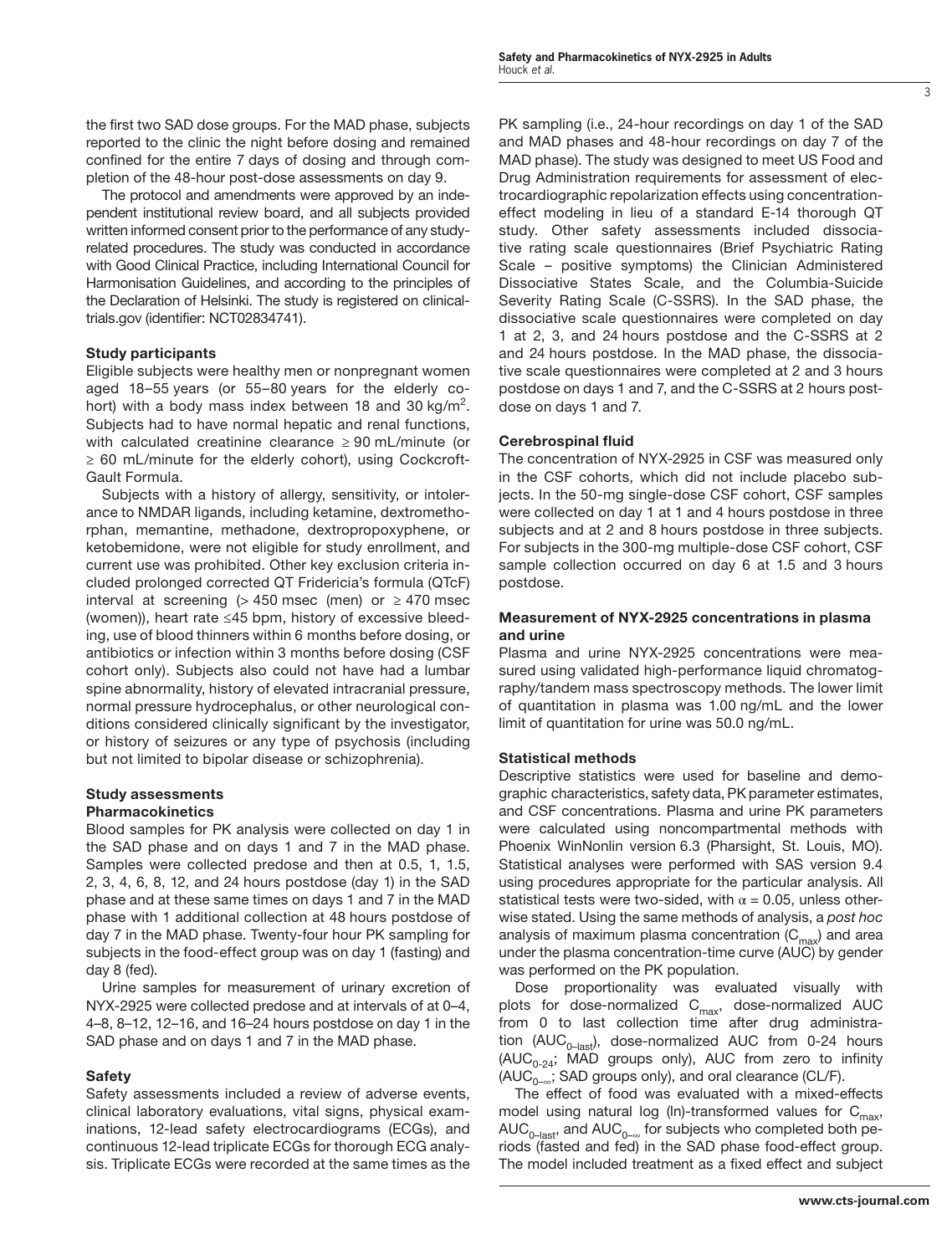the first two SAD dose groups. For the MAD phase, subjects reported to the clinic the night before dosing and remained confined for the entire 7 days of dosing and through completion of the 48-hour post-dose assessments on day 9.

The protocol and amendments were approved by an independent institutional review board, and all subjects provided written informed consent prior to the performance of any study-related procedures. The study was conducted in accordance with Good Clinical Practice, including International Council for Harmonisation Guidelines, and according to the principles of the Declaration of Helsinki. The study is registered on clinicaltrials.gov (identifier: NCT02834741).

**Study participants**

Eligible subjects were healthy men or nonpregnant women aged 18–55 years (or 55–80 years for the elderly cohort) with a body mass index between 18 and 30 kg/m$^2$. Subjects had to have normal hepatic and renal functions, with calculated creatinine clearance ≥ 90 mL/minute (or ≥ 60 mL/minute for the elderly cohort), using Cockcroft-Gault Formula.

Subjects with a history of allergy, sensitivity, or intolerance to NMDAR ligands, including ketamine, dextromethorphan, memantine, methadone, dextropropoxyphene, or ketobemidone, were not eligible for study enrollment, and current use was prohibited. Other key exclusion criteria included prolonged corrected QT Fridericia's formula (QTcF) interval at screening (> 450 msec (men) or ≥ 470 msec (women)), heart rate ≤45 bpm, history of excessive bleeding, use of blood thinners within 6 months before dosing, or antibiotics or infection within 3 months before dosing (CSF cohort only). Subjects also could not have had a lumbar spine abnormality, history of elevated intracranial pressure, normal pressure hydrocephalus, or other neurological conditions considered clinically significant by the investigator, or history of seizures or any type of psychosis (including but not limited to bipolar disease or schizophrenia).

**Study assessments**

**Pharmacokinetics**

Blood samples for PK analysis were collected on day 1 in the SAD phase and on days 1 and 7 in the MAD phase. Samples were collected predose and then at 0.5, 1, 1.5, 2, 3, 4, 6, 8, 12, and 24 hours postdose (day 1) in the SAD phase and at these same times on days 1 and 7 in the MAD phase with 1 additional collection at 48 hours postdose of day 7 in the MAD phase. Twenty-four hour PK sampling for subjects in the food-effect group was on day 1 (fasting) and day 8 (fed).

Urine samples for measurement of urinary excretion of NYX-2925 were collected predose and at intervals of at 0–4, 4–8, 8–12, 12–16, and 16–24 hours postdose on day 1 in the SAD phase and on days 1 and 7 in the MAD phase.

**Safety**

Safety assessments included a review of adverse events, clinical laboratory evaluations, vital signs, physical examinations, 12-lead safety electrocardiograms (ECGs), and continuous 12-lead triplicate ECGs for thorough ECG analysis. Triplicate ECGs were recorded at the same times as the PK sampling (i.e., 24-hour recordings on day 1 of the SAD and MAD phases and 48-hour recordings on day 7 of the MAD phase). The study was designed to meet US Food and Drug Administration requirements for assessment of electrocardiographic repolarization effects using concentration-effect modeling in lieu of a standard E-14 thorough QT study. Other safety assessments included dissociative rating scale questionnaires (Brief Psychiatric Rating Scale – positive symptoms) the Clinician Administered Dissociative States Scale, and the Columbia-Suicide Severity Rating Scale (C-SSRS). In the SAD phase, the dissociative scale questionnaires were completed on day 1 at 2, 3, and 24 hours postdose and the C-SSRS at 2 and 24 hours postdose. In the MAD phase, the dissociative scale questionnaires were completed at 2 and 3 hours postdose on days 1 and 7, and the C-SSRS at 2 hours postdose on days 1 and 7.

**Cerebrospinal fluid**

The concentration of NYX-2925 in CSF was measured only in the CSF cohorts, which did not include placebo subjects. In the 50-mg single-dose CSF cohort, CSF samples were collected on day 1 at 1 and 4 hours postdose in three subjects and at 2 and 8 hours postdose in three subjects. For subjects in the 300-mg multiple-dose CSF cohort, CSF sample collection occurred on day 6 at 1.5 and 3 hours postdose.

**Measurement of NYX-2925 concentrations in plasma and urine**

Plasma and urine NYX-2925 concentrations were measured using validated high-performance liquid chromatography/tandem mass spectroscopy methods. The lower limit of quantitation in plasma was 1.00 ng/mL and the lower limit of quantitation for urine was 50.0 ng/mL.

**Statistical methods**

Descriptive statistics were used for baseline and demographic characteristics, safety data, PK parameter estimates, and CSF concentrations. Plasma and urine PK parameters were calculated using noncompartmental methods with Phoenix WinNonlin version 6.3 (Pharsight, St. Louis, MO). Statistical analyses were performed with SAS version 9.4 using procedures appropriate for the particular analysis. All statistical tests were two-sided, with $\alpha = 0.05$, unless otherwise stated. Using the same methods of analysis, a *post hoc* analysis of maximum plasma concentration ($C_{max}$) and area under the plasma concentration-time curve (AUC) by gender was performed on the PK population.

Dose proportionality was evaluated visually with plots for dose-normalized $C_{max}$, dose-normalized AUC from 0 to last collection time after drug administration ($AUC_{0-last}$), dose-normalized AUC from 0-24 hours ($AUC_{0-24}$; MAD groups only), AUC from zero to infinity ($AUC_{0-\infty}$; SAD groups only), and oral clearance (CL/F).

The effect of food was evaluated with a mixed-effects model using natural log (ln)-transformed values for $C_{max}$, $AUC_{0-last}$, and $AUC_{0-\infty}$ for subjects who completed both periods (fasted and fed) in the SAD phase food-effect group. The model included treatment as a fixed effect and subject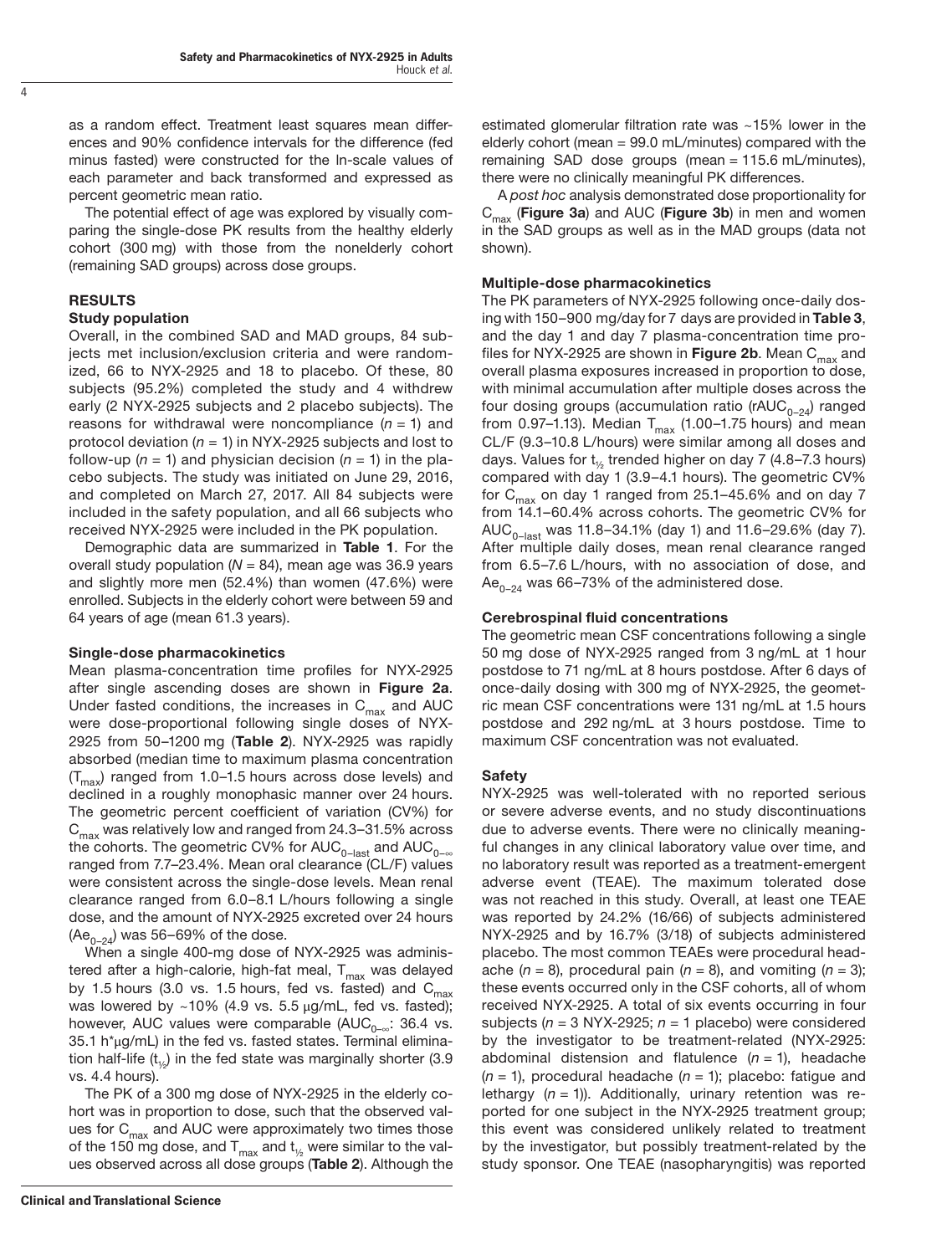as a random effect. Treatment least squares mean differences and 90% confidence intervals for the difference (fed minus fasted) were constructed for the ln-scale values of each parameter and back transformed and expressed as percent geometric mean ratio.

The potential effect of age was explored by visually comparing the single-dose PK results from the healthy elderly cohort (300 mg) with those from the nonelderly cohort (remaining SAD groups) across dose groups.

## RESULTS

### Study population

Overall, in the combined SAD and MAD groups, 84 subjects met inclusion/exclusion criteria and were randomized, 66 to NYX-2925 and 18 to placebo. Of these, 80 subjects (95.2%) completed the study and 4 withdrew early (2 NYX-2925 subjects and 2 placebo subjects). The reasons for withdrawal were noncompliance ($n = 1$) and protocol deviation ($n = 1$) in NYX-2925 subjects and lost to follow-up ($n = 1$) and physician decision ($n = 1$) in the placebo subjects. The study was initiated on June 29, 2016, and completed on March 27, 2017. All 84 subjects were included in the safety population, and all 66 subjects who received NYX-2925 were included in the PK population.

Demographic data are summarized in **Table 1**. For the overall study population ($N = 84$), mean age was 36.9 years and slightly more men (52.4%) than women (47.6%) were enrolled. Subjects in the elderly cohort were between 59 and 64 years of age (mean 61.3 years).

### Single-dose pharmacokinetics

Mean plasma-concentration time profiles for NYX-2925 after single ascending doses are shown in **Figure 2a**. Under fasted conditions, the increases in $C_{max}$ and AUC were dose-proportional following single doses of NYX-2925 from 50–1200 mg (**Table 2**). NYX-2925 was rapidly absorbed (median time to maximum plasma concentration ($T_{max}$) ranged from 1.0–1.5 hours across dose levels) and declined in a roughly monophasic manner over 24 hours. The geometric percent coefficient of variation (CV%) for $C_{max}$ was relatively low and ranged from 24.3–31.5% across the cohorts. The geometric CV% for $AUC_{0-last}$ and $AUC_{0-\infty}$ ranged from 7.7–23.4%. Mean oral clearance (CL/F) values were consistent across the single-dose levels. Mean renal clearance ranged from 6.0–8.1 L/hours following a single dose, and the amount of NYX-2925 excreted over 24 hours ($Ae_{0-24}$) was 56–69% of the dose.

When a single 400-mg dose of NYX-2925 was administered after a high-calorie, high-fat meal, $T_{max}$ was delayed by 1.5 hours (3.0 vs. 1.5 hours, fed vs. fasted) and $C_{max}$ was lowered by ~10% (4.9 vs. 5.5 µg/mL, fed vs. fasted); however, AUC values were comparable ($AUC_{0-\infty}$: 36.4 vs. 35.1 h*µg/mL) in the fed vs. fasted states. Terminal elimination half-life ($t_{½}$) in the fed state was marginally shorter (3.9 vs. 4.4 hours).

The PK of a 300 mg dose of NYX-2925 in the elderly cohort was in proportion to dose, such that the observed values for $C_{max}$ and AUC were approximately two times those of the 150 mg dose, and $T_{max}$ and $t_{½}$ were similar to the values observed across all dose groups (**Table 2**). Although the estimated glomerular filtration rate was ~15% lower in the elderly cohort (mean = 99.0 mL/minutes) compared with the remaining SAD dose groups (mean = 115.6 mL/minutes), there were no clinically meaningful PK differences.

A *post hoc* analysis demonstrated dose proportionality for $C_{max}$ (**Figure 3a**) and AUC (**Figure 3b**) in men and women in the SAD groups as well as in the MAD groups (data not shown).

### Multiple-dose pharmacokinetics

The PK parameters of NYX-2925 following once-daily dosing with 150–900 mg/day for 7 days are provided in **Table 3**, and the day 1 and day 7 plasma-concentration time profiles for NYX-2925 are shown in **Figure 2b**. Mean $C_{max}$ and overall plasma exposures increased in proportion to dose, with minimal accumulation after multiple doses across the four dosing groups (accumulation ratio ($rAUC_{0-24}$) ranged from 0.97–1.13). Median $T_{max}$ (1.00–1.75 hours) and mean CL/F (9.3–10.8 L/hours) were similar among all doses and days. Values for $t_{½}$ trended higher on day 7 (4.8–7.3 hours) compared with day 1 (3.9–4.1 hours). The geometric CV% for $C_{max}$ on day 1 ranged from 25.1–45.6% and on day 7 from 14.1–60.4% across cohorts. The geometric CV% for $AUC_{0-last}$ was 11.8–34.1% (day 1) and 11.6–29.6% (day 7). After multiple daily doses, mean renal clearance ranged from 6.5–7.6 L/hours, with no association of dose, and $Ae_{0-24}$ was 66–73% of the administered dose.

### Cerebrospinal fluid concentrations

The geometric mean CSF concentrations following a single 50 mg dose of NYX-2925 ranged from 3 ng/mL at 1 hour postdose to 71 ng/mL at 8 hours postdose. After 6 days of once-daily dosing with 300 mg of NYX-2925, the geometric mean CSF concentrations were 131 ng/mL at 1.5 hours postdose and 292 ng/mL at 3 hours postdose. Time to maximum CSF concentration was not evaluated.

### Safety

NYX-2925 was well-tolerated with no reported serious or severe adverse events, and no study discontinuations due to adverse events. There were no clinically meaningful changes in any clinical laboratory value over time, and no laboratory result was reported as a treatment-emergent adverse event (TEAE). The maximum tolerated dose was not reached in this study. Overall, at least one TEAE was reported by 24.2% (16/66) of subjects administered NYX-2925 and by 16.7% (3/18) of subjects administered placebo. The most common TEAEs were procedural headache ($n = 8$), procedural pain ($n = 8$), and vomiting ($n = 3$); these events occurred only in the CSF cohorts, all of whom received NYX-2925. A total of six events occurring in four subjects ($n = 3$ NYX-2925; $n = 1$ placebo) were considered by the investigator to be treatment-related (NYX-2925: abdominal distension and flatulence ($n = 1$), headache ($n = 1$), procedural headache ($n = 1$); placebo: fatigue and lethargy ($n = 1$)). Additionally, urinary retention was reported for one subject in the NYX-2925 treatment group; this event was considered unlikely related to treatment by the investigator, but possibly treatment-related by the study sponsor. One TEAE (nasopharyngitis) was reported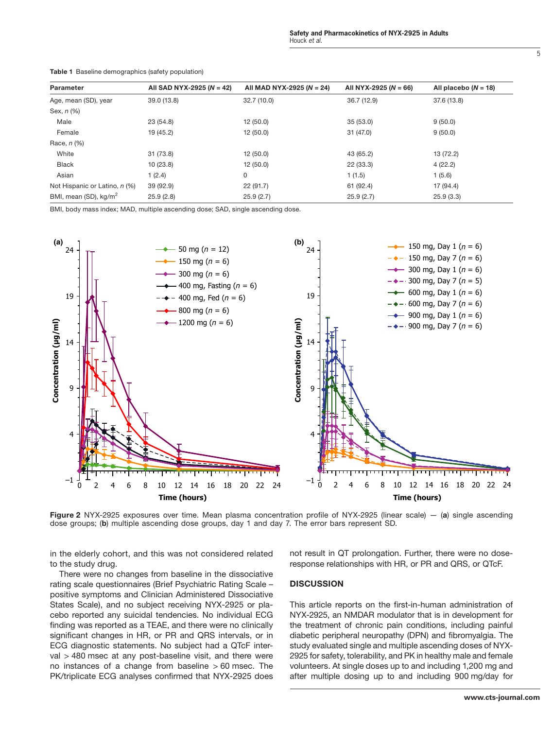**Table 1** Baseline demographics (safety population)

| Parameter | All SAD NYX-2925 (*N* = 42) | All MAD NYX-2925 (*N* = 24) | All NYX-2925 (*N* = 66) | All placebo (*N* = 18) |
|---|---|---|---|---|
| Age, mean (SD), year | 39.0 (13.8) | 32.7 (10.0) | 36.7 (12.9) | 37.6 (13.8) |
| Sex, *n* (%) | | | | |
| Male | 23 (54.8) | 12 (50.0) | 35 (53.0) | 9 (50.0) |
| Female | 19 (45.2) | 12 (50.0) | 31 (47.0) | 9 (50.0) |
| Race, *n* (%) | | | | |
| White | 31 (73.8) | 12 (50.0) | 43 (65.2) | 13 (72.2) |
| Black | 10 (23.8) | 12 (50.0) | 22 (33.3) | 4 (22.2) |
| Asian | 1 (2.4) | 0 | 1 (1.5) | 1 (5.6) |
| Not Hispanic or Latino, *n* (%) | 39 (92.9) | 22 (91.7) | 61 (92.4) | 17 (94.4) |
| BMI, mean (SD), kg/m$^2$ | 25.9 (2.8) | 25.9 (2.7) | 25.9 (2.7) | 25.9 (3.3) |

BMI, body mass index; MAD, multiple ascending dose; SAD, single ascending dose.

**Figure 2** NYX-2925 exposures over time. Mean plasma concentration profile of NYX-2925 (linear scale) — (**a**) single ascending dose groups; (**b**) multiple ascending dose groups, day 1 and day 7. The error bars represent SD.

in the elderly cohort, and this was not considered related to the study drug.

There were no changes from baseline in the dissociative rating scale questionnaires (Brief Psychiatric Rating Scale – positive symptoms and Clinician Administered Dissociative States Scale), and no subject receiving NYX-2925 or placebo reported any suicidal tendencies. No individual ECG finding was reported as a TEAE, and there were no clinically significant changes in HR, or PR and QRS intervals, or in ECG diagnostic statements. No subject had a QTcF interval > 480 msec at any post-baseline visit, and there were no instances of a change from baseline > 60 msec. The PK/triplicate ECG analyses confirmed that NYX-2925 does not result in QT prolongation. Further, there were no dose-response relationships with HR, or PR and QRS, or QTcF.

## DISCUSSION

This article reports on the first-in-human administration of NYX-2925, an NMDAR modulator that is in development for the treatment of chronic pain conditions, including painful diabetic peripheral neuropathy (DPN) and fibromyalgia. The study evaluated single and multiple ascending doses of NYX-2925 for safety, tolerability, and PK in healthy male and female volunteers. At single doses up to and including 1,200 mg and after multiple dosing up to and including 900 mg/day for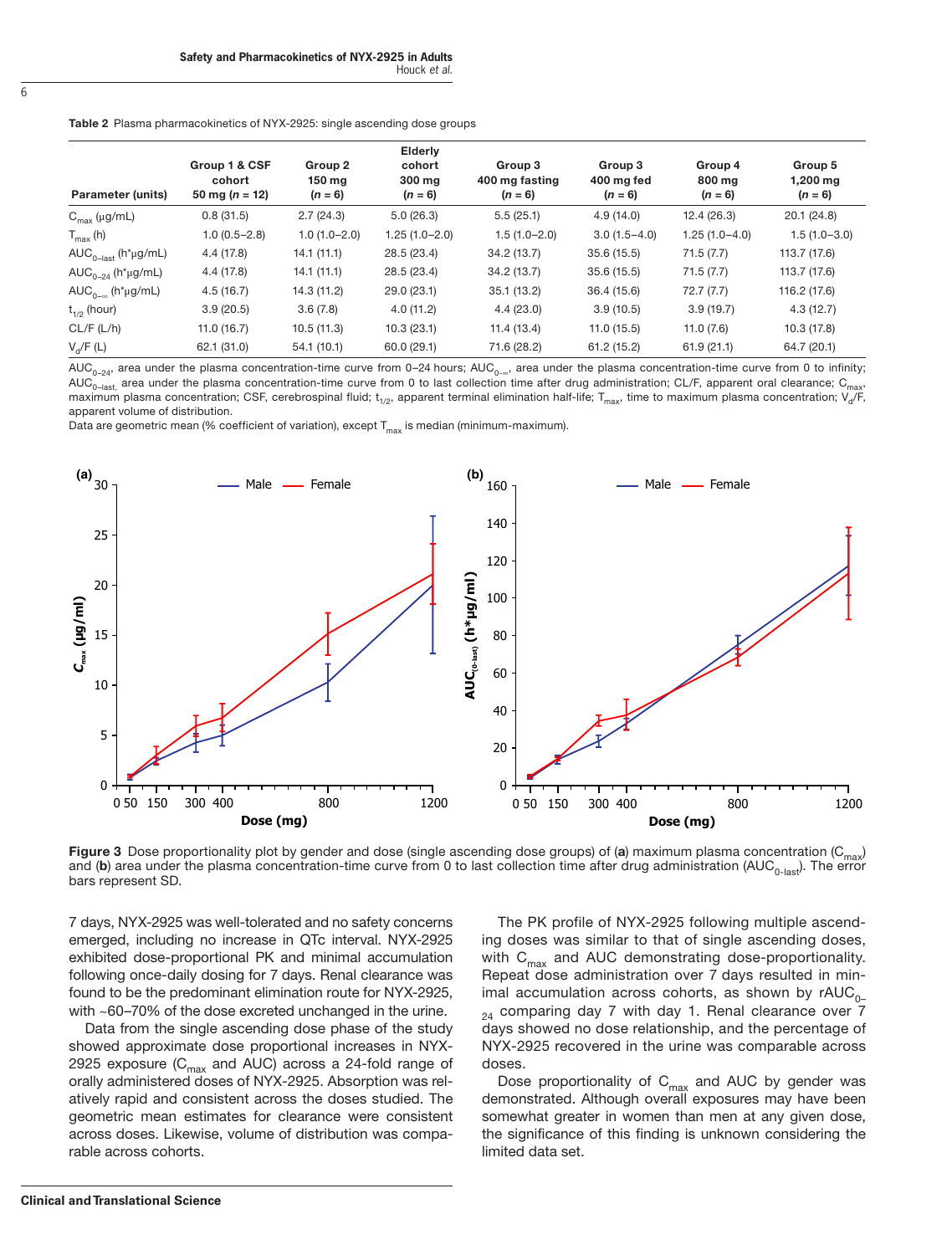**Table 2** Plasma pharmacokinetics of NYX-2925: single ascending dose groups

| Parameter (units) | Group 1 & CSF cohort 50 mg ($n$ = 12) | Group 2 150 mg ($n$ = 6) | Elderly cohort 300 mg ($n$ = 6) | Group 3 400 mg fasting ($n$ = 6) | Group 3 400 mg fed ($n$ = 6) | Group 4 800 mg ($n$ = 6) | Group 5 1,200 mg ($n$ = 6) |
|---|---|---|---|---|---|---|---|
| $C_{max}$ (µg/mL) | 0.8 (31.5) | 2.7 (24.3) | 5.0 (26.3) | 5.5 (25.1) | 4.9 (14.0) | 12.4 (26.3) | 20.1 (24.8) |
| $T_{max}$ (h) | 1.0 (0.5–2.8) | 1.0 (1.0–2.0) | 1.25 (1.0–2.0) | 1.5 (1.0–2.0) | 3.0 (1.5–4.0) | 1.25 (1.0–4.0) | 1.5 (1.0–3.0) |
| $AUC_{0\text{–last}}$ (h*µg/mL) | 4.4 (17.8) | 14.1 (11.1) | 28.5 (23.4) | 34.2 (13.7) | 35.6 (15.5) | 71.5 (7.7) | 113.7 (17.6) |
| $AUC_{0\text{–}24}$ (h*µg/mL) | 4.4 (17.8) | 14.1 (11.1) | 28.5 (23.4) | 34.2 (13.7) | 35.6 (15.5) | 71.5 (7.7) | 113.7 (17.6) |
| $AUC_{0\text{–}\infty}$ (h*µg/mL) | 4.5 (16.7) | 14.3 (11.2) | 29.0 (23.1) | 35.1 (13.2) | 36.4 (15.6) | 72.7 (7.7) | 116.2 (17.6) |
| $t_{1/2}$ (hour) | 3.9 (20.5) | 3.6 (7.8) | 4.0 (11.2) | 4.4 (23.0) | 3.9 (10.5) | 3.9 (19.7) | 4.3 (12.7) |
| CL/F (L/h) | 11.0 (16.7) | 10.5 (11.3) | 10.3 (23.1) | 11.4 (13.4) | 11.0 (15.5) | 11.0 (7.6) | 10.3 (17.8) |
| $V_d$/F (L) | 62.1 (31.0) | 54.1 (10.1) | 60.0 (29.1) | 71.6 (28.2) | 61.2 (15.2) | 61.9 (21.1) | 64.7 (20.1) |

$AUC_{0\text{–}24}$, area under the plasma concentration-time curve from 0–24 hours; $AUC_{0\text{–}\infty}$, area under the plasma concentration-time curve from 0 to infinity; $AUC_{0\text{–last}}$, area under the plasma concentration-time curve from 0 to last collection time after drug administration; CL/F, apparent oral clearance; $C_{max}$, maximum plasma concentration; CSF, cerebrospinal fluid; $t_{1/2}$, apparent terminal elimination half-life; $T_{max}$, time to maximum plasma concentration; $V_d$/F, apparent volume of distribution.

Data are geometric mean (% coefficient of variation), except $T_{max}$ is median (minimum-maximum).

**Figure 3** Dose proportionality plot by gender and dose (single ascending dose groups) of (**a**) maximum plasma concentration ($C_{max}$) and (**b**) area under the plasma concentration-time curve from 0 to last collection time after drug administration ($AUC_{0\text{-last}}$). The error bars represent SD.

7 days, NYX-2925 was well-tolerated and no safety concerns emerged, including no increase in QTc interval. NYX-2925 exhibited dose-proportional PK and minimal accumulation following once-daily dosing for 7 days. Renal clearance was found to be the predominant elimination route for NYX-2925, with ~60–70% of the dose excreted unchanged in the urine.

Data from the single ascending dose phase of the study showed approximate dose proportional increases in NYX-2925 exposure ($C_{max}$ and AUC) across a 24-fold range of orally administered doses of NYX-2925. Absorption was relatively rapid and consistent across the doses studied. The geometric mean estimates for clearance were consistent across doses. Likewise, volume of distribution was comparable across cohorts.

The PK profile of NYX-2925 following multiple ascending doses was similar to that of single ascending doses, with $C_{max}$ and AUC demonstrating dose-proportionality. Repeat dose administration over 7 days resulted in minimal accumulation across cohorts, as shown by $rAUC_{0\text{–}24}$ comparing day 7 with day 1. Renal clearance over 7 days showed no dose relationship, and the percentage of NYX-2925 recovered in the urine was comparable across doses.

Dose proportionality of $C_{max}$ and AUC by gender was demonstrated. Although overall exposures may have been somewhat greater in women than men at any given dose, the significance of this finding is unknown considering the limited data set.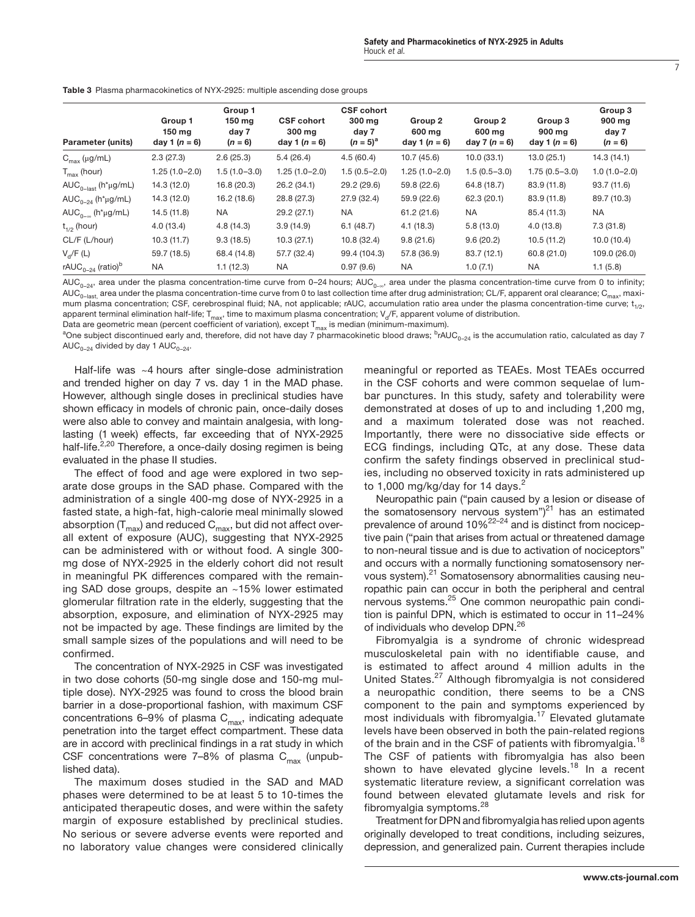**Table 3** Plasma pharmacokinetics of NYX-2925: multiple ascending dose groups

| Parameter (units) | Group 1 150 mg day 1 ($n$ = 6) | Group 1 150 mg day 7 ($n$ = 6) | CSF cohort 300 mg day 1 ($n$ = 6) | CSF cohort 300 mg day 7 ($n$ = 5)[a] | Group 2 600 mg day 1 ($n$ = 6) | Group 2 600 mg day 7 ($n$ = 6) | Group 3 900 mg day 1 ($n$ = 6) | Group 3 900 mg day 7 ($n$ = 6) |
|---|---|---|---|---|---|---|---|---|
| $C_{max}$ (µg/mL) | 2.3 (27.3) | 2.6 (25.3) | 5.4 (26.4) | 4.5 (60.4) | 10.7 (45.6) | 10.0 (33.1) | 13.0 (25.1) | 14.3 (14.1) |
| $T_{max}$ (hour) | 1.25 (1.0–2.0) | 1.5 (1.0–3.0) | 1.25 (1.0–2.0) | 1.5 (0.5–2.0) | 1.25 (1.0–2.0) | 1.5 (0.5–3.0) | 1.75 (0.5–3.0) | 1.0 (1.0–2.0) |
| $AUC_{0-last}$ (h*µg/mL) | 14.3 (12.0) | 16.8 (20.3) | 26.2 (34.1) | 29.2 (29.6) | 59.8 (22.6) | 64.8 (18.7) | 83.9 (11.8) | 93.7 (11.6) |
| $AUC_{0-24}$ (h*µg/mL) | 14.3 (12.0) | 16.2 (18.6) | 28.8 (27.3) | 27.9 (32.4) | 59.9 (22.6) | 62.3 (20.1) | 83.9 (11.8) | 89.7 (10.3) |
| $AUC_{0-\infty}$ (h*µg/mL) | 14.5 (11.8) | NA | 29.2 (27.1) | NA | 61.2 (21.6) | NA | 85.4 (11.3) | NA |
| $t_{1/2}$ (hour) | 4.0 (13.4) | 4.8 (14.3) | 3.9 (14.9) | 6.1 (48.7) | 4.1 (18.3) | 5.8 (13.0) | 4.0 (13.8) | 7.3 (31.8) |
| CL/F (L/hour) | 10.3 (11.7) | 9.3 (18.5) | 10.3 (27.1) | 10.8 (32.4) | 9.8 (21.6) | 9.6 (20.2) | 10.5 (11.2) | 10.0 (10.4) |
| $V_d$/F (L) | 59.7 (18.5) | 68.4 (14.8) | 57.7 (32.4) | 99.4 (104.3) | 57.8 (36.9) | 83.7 (12.1) | 60.8 (21.0) | 109.0 (26.0) |
| $rAUC_{0-24}$ (ratio)[b] | NA | 1.1 (12.3) | NA | 0.97 (9.6) | NA | 1.0 (7.1) | NA | 1.1 (5.8) |

$AUC_{0-24}$, area under the plasma concentration-time curve from 0–24 hours; $AUC_{0-\infty}$, area under the plasma concentration-time curve from 0 to infinity; $AUC_{0-last}$, area under the plasma concentration-time curve from 0 to last collection time after drug administration; CL/F, apparent oral clearance; $C_{max}$, maximum plasma concentration; CSF, cerebrospinal fluid; NA, not applicable; rAUC, accumulation ratio area under the plasma concentration-time curve; $t_{1/2}$, apparent terminal elimination half-life; $T_{max}$, time to maximum plasma concentration; $V_d$/F, apparent volume of distribution.
Data are geometric mean (percent coefficient of variation), except $T_{max}$ is median (minimum-maximum).
[a]One subject discontinued early and, therefore, did not have day 7 pharmacokinetic blood draws; [b]$rAUC_{0-24}$ is the accumulation ratio, calculated as day 7 $AUC_{0-24}$ divided by day 1 $AUC_{0-24}$.

Half-life was ~4 hours after single-dose administration and trended higher on day 7 vs. day 1 in the MAD phase. However, although single doses in preclinical studies have shown efficacy in models of chronic pain, once-daily doses were also able to convey and maintain analgesia, with long-lasting (1 week) effects, far exceeding that of NYX-2925 half-life.[2,20] Therefore, a once-daily dosing regimen is being evaluated in the phase II studies.

The effect of food and age were explored in two separate dose groups in the SAD phase. Compared with the administration of a single 400-mg dose of NYX-2925 in a fasted state, a high-fat, high-calorie meal minimally slowed absorption ($T_{max}$) and reduced $C_{max}$, but did not affect overall extent of exposure (AUC), suggesting that NYX-2925 can be administered with or without food. A single 300-mg dose of NYX-2925 in the elderly cohort did not result in meaningful PK differences compared with the remaining SAD dose groups, despite an ~15% lower estimated glomerular filtration rate in the elderly, suggesting that the absorption, exposure, and elimination of NYX-2925 may not be impacted by age. These findings are limited by the small sample sizes of the populations and will need to be confirmed.

The concentration of NYX-2925 in CSF was investigated in two dose cohorts (50-mg single dose and 150-mg multiple dose). NYX-2925 was found to cross the blood brain barrier in a dose-proportional fashion, with maximum CSF concentrations 6–9% of plasma $C_{max}$, indicating adequate penetration into the target effect compartment. These data are in accord with preclinical findings in a rat study in which CSF concentrations were 7–8% of plasma $C_{max}$ (unpublished data).

The maximum doses studied in the SAD and MAD phases were determined to be at least 5 to 10-times the anticipated therapeutic doses, and were within the safety margin of exposure established by preclinical studies. No serious or severe adverse events were reported and no laboratory value changes were considered clinically meaningful or reported as TEAEs. Most TEAEs occurred in the CSF cohorts and were common sequelae of lumbar punctures. In this study, safety and tolerability were demonstrated at doses of up to and including 1,200 mg, and a maximum tolerated dose was not reached. Importantly, there were no dissociative side effects or ECG findings, including QTc, at any dose. These data confirm the safety findings observed in preclinical studies, including no observed toxicity in rats administered up to 1,000 mg/kg/day for 14 days.[2]

Neuropathic pain ("pain caused by a lesion or disease of the somatosensory nervous system")[21] has an estimated prevalence of around 10%[22–24] and is distinct from nociceptive pain ("pain that arises from actual or threatened damage to non-neural tissue and is due to activation of nociceptors" and occurs with a normally functioning somatosensory nervous system).[21] Somatosensory abnormalities causing neuropathic pain can occur in both the peripheral and central nervous systems.[25] One common neuropathic pain condition is painful DPN, which is estimated to occur in 11–24% of individuals who develop DPN.[26]

Fibromyalgia is a syndrome of chronic widespread musculoskeletal pain with no identifiable cause, and is estimated to affect around 4 million adults in the United States.[27] Although fibromyalgia is not considered a neuropathic condition, there seems to be a CNS component to the pain and symptoms experienced by most individuals with fibromyalgia.[17] Elevated glutamate levels have been observed in both the pain-related regions of the brain and in the CSF of patients with fibromyalgia.[18] The CSF of patients with fibromyalgia has also been shown to have elevated glycine levels.[18] In a recent systematic literature review, a significant correlation was found between elevated glutamate levels and risk for fibromyalgia symptoms.[28]

Treatment for DPN and fibromyalgia has relied upon agents originally developed to treat conditions, including seizures, depression, and generalized pain. Current therapies include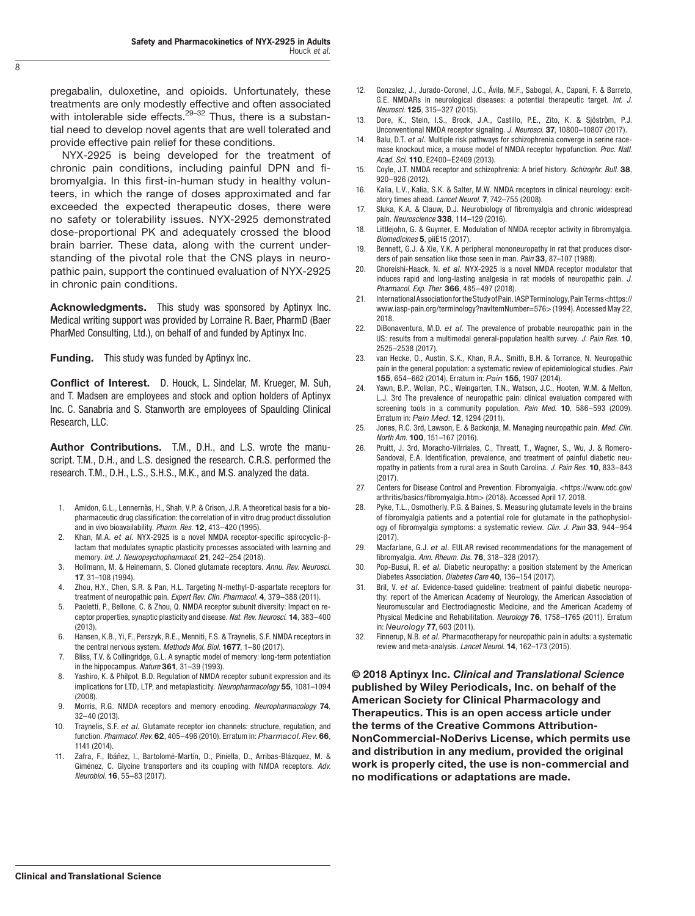pregabalin, duloxetine, and opioids. Unfortunately, these treatments are only modestly effective and often associated with intolerable side effects.[29–32] Thus, there is a substantial need to develop novel agents that are well tolerated and provide effective pain relief for these conditions.

NYX-2925 is being developed for the treatment of chronic pain conditions, including painful DPN and fibromyalgia. In this first-in-human study in healthy volunteers, in which the range of doses approximated and far exceeded the expected therapeutic doses, there were no safety or tolerability issues. NYX-2925 demonstrated dose-proportional PK and adequately crossed the blood brain barrier. These data, along with the current understanding of the pivotal role that the CNS plays in neuropathic pain, support the continued evaluation of NYX-2925 in chronic pain conditions.

**Acknowledgments.** This study was sponsored by Aptinyx Inc. Medical writing support was provided by Lorraine R. Baer, PharmD (Baer PharMed Consulting, Ltd.), on behalf of and funded by Aptinyx Inc.

**Funding.** This study was funded by Aptinyx Inc.

**Conflict of Interest.** D. Houck, L. Sindelar, M. Krueger, M. Suh, and T. Madsen are employees and stock and option holders of Aptinyx Inc. C. Sanabria and S. Stanworth are employees of Spaulding Clinical Research, LLC.

**Author Contributions.** T.M., D.H., and L.S. wrote the manuscript. T.M., D.H., and L.S. designed the research. C.R.S. performed the research. T.M., D.H., L.S., S.H.S., M.K., and M.S. analyzed the data.

1. Amidon, G.L., Lennernäs, H., Shah, V.P. & Crison, J.R. A theoretical basis for a biopharmaceutic drug classification: the correlation of in vitro drug product dissolution and in vivo bioavailability. *Pharm. Res.* **12**, 413–420 (1995).
2. Khan, M.A. *et al.* NYX-2925 is a novel NMDA receptor-specific spirocyclic-β-lactam that modulates synaptic plasticity processes associated with learning and memory. *Int. J. Neuropsychopharmacol.* **21**, 242–254 (2018).
3. Hollmann, M. & Heinemann, S. Cloned glutamate receptors. *Annu. Rev. Neurosci.* **17**, 31–108 (1994).
4. Zhou, H.Y., Chen, S.R. & Pan, H.L. Targeting N-methyl-D-aspartate receptors for treatment of neuropathic pain. *Expert Rev. Clin. Pharmacol.* **4**, 379–388 (2011).
5. Paoletti, P., Bellone, C. & Zhou, Q. NMDA receptor subunit diversity: Impact on receptor properties, synaptic plasticity and disease. *Nat. Rev. Neurosci.* **14**, 383–400 (2013).
6. Hansen, K.B., Yi, F., Perszyk, R.E., Menniti, F.S. & Traynelis, S.F. NMDA receptors in the central nervous system. *Methods Mol. Biol.* **1677**, 1–80 (2017).
7. Bliss, T.V. & Collingridge, G.L. A synaptic model of memory: long-term potentiation in the hippocampus. *Nature* **361**, 31–39 (1993).
8. Yashiro, K. & Philpot, B.D. Regulation of NMDA receptor subunit expression and its implications for LTD, LTP, and metaplasticity. *Neuropharmacology* **55**, 1081–1094 (2008).
9. Morris, R.G. NMDA receptors and memory encoding. *Neuropharmacology* **74**, 32–40 (2013).
10. Traynelis, S.F. *et al.* Glutamate receptor ion channels: structure, regulation, and function. *Pharmacol. Rev.* **62**, 405–496 (2010). Erratum in: *Pharmacol. Rev.* **66**, 1141 (2014).
11. Zafra, F., Ibáñez, I., Bartolomé-Martín, D., Piniella, D., Arribas-Blázquez, M. & Giménez, C. Glycine transporters and its coupling with NMDA receptors. *Adv. Neurobiol.* **16**, 55–83 (2017).
12. Gonzalez, J., Jurado-Coronel, J.C., Ávila, M.F., Sabogal, A., Capani, F. & Barreto, G.E. NMDARs in neurological diseases: a potential therapeutic target. *Int. J. Neurosci.* **125**, 315–327 (2015).
13. Dore, K., Stein, I.S., Brock, J.A., Castillo, P.E., Zito, K. & Sjöström, P.J. Unconventional NMDA receptor signaling. *J. Neurosci.* **37**, 10800–10807 (2017).
14. Balu, D.T. *et al.* Multiple risk pathways for schizophrenia converge in serine racemase knockout mice, a mouse model of NMDA receptor hypofunction. *Proc. Natl. Acad. Sci.* **110**, E2400–E2409 (2013).
15. Coyle, J.T. NMDA receptor and schizophrenia: A brief history. *Schizophr. Bull.* **38**, 920–926 (2012).
16. Kalia, L.V., Kalia, S.K. & Salter, M.W. NMDA receptors in clinical neurology: excitatory times ahead. *Lancet Neurol.* **7**, 742–755 (2008).
17. Sluka, K.A. & Clauw, D.J. Neurobiology of fibromyalgia and chronic widespread pain. *Neuroscience* **338**, 114–129 (2016).
18. Littlejohn, G. & Guymer, E. Modulation of NMDA receptor activity in fibromyalgia. *Biomedicines* **5**, piiE15 (2017).
19. Bennett, G.J. & Xie, Y.K. A peripheral mononeuropathy in rat that produces disorders of pain sensation like those seen in man. *Pain* **33**, 87–107 (1988).
20. Ghoreishi-Haack, N. *et al.* NYX-2925 is a novel NMDA receptor modulator that induces rapid and long-lasting analgesia in rat models of neuropathic pain. *J. Pharmacol. Exp. Ther.* **366**, 485–497 (2018).
21. International Association for the Study of Pain. IASP Terminology, Pain Terms <https://www.iasp-pain.org/terminology?navItemNumber=576> (1994). Accessed May 22, 2018.
22. DiBonaventura, M.D. *et al.* The prevalence of probable neuropathic pain in the US: results from a multimodal general-population health survey. *J. Pain Res.* **10**, 2525–2538 (2017).
23. van Hecke, O., Austin, S.K., Khan, R.A., Smith, B.H. & Torrance, N. Neuropathic pain in the general population: a systematic review of epidemiological studies. *Pain* **155**, 654–662 (2014). Erratum in: *Pain* **155**, 1907 (2014).
24. Yawn, B.P., Wollan, P.C., Weingarten, T.N., Watson, J.C., Hooten, W.M. & Melton, L.J. 3rd The prevalence of neuropathic pain: clinical evaluation compared with screening tools in a community population. *Pain Med.* **10**, 586–593 (2009). Erratum in: *Pain Med.* **12**, 1294 (2011).
25. Jones, R.C. 3rd, Lawson, E. & Backonja, M. Managing neuropathic pain. *Med. Clin. North Am.* **100**, 151–167 (2016).
26. Pruitt, J. 3rd, Moracho-Vilrriales, C., Threatt, T., Wagner, S., Wu, J. & Romero-Sandoval, E.A. Identification, prevalence, and treatment of painful diabetic neuropathy in patients from a rural area in South Carolina. *J. Pain Res.* **10**, 833–843 (2017).
27. Centers for Disease Control and Prevention. Fibromyalgia. <https://www.cdc.gov/arthritis/basics/fibromyalgia.htm> (2018). Accessed April 17, 2018.
28. Pyke, T.L., Osmotherly, P.G. & Baines, S. Measuring glutamate levels in the brains of fibromyalgia patients and a potential role for glutamate in the pathophysiology of fibromyalgia symptoms: a systematic review. *Clin. J. Pain* **33**, 944–954 (2017).
29. Macfarlane, G.J. *et al.* EULAR revised recommendations for the management of fibromyalgia. *Ann. Rheum. Dis.* **76**, 318–328 (2017).
30. Pop-Busui, R. *et al.* Diabetic neuropathy: a position statement by the American Diabetes Association. *Diabetes Care* **40**, 136–154 (2017).
31. Bril, V. *et al.* Evidence-based guideline: treatment of painful diabetic neuropathy: report of the American Academy of Neurology, the American Association of Neuromuscular and Electrodiagnostic Medicine, and the American Academy of Physical Medicine and Rehabilitation. *Neurology* **76**, 1758–1765 (2011). Erratum in: *Neurology* **77**, 603 (2011).
32. Finnerup, N.B. *et al.* Pharmacotherapy for neuropathic pain in adults: a systematic review and meta-analysis. *Lancet Neurol.* **14**, 162–173 (2015).

**© 2018 Aptinyx Inc. *Clinical and Translational Science* published by Wiley Periodicals, Inc. on behalf of the American Society for Clinical Pharmacology and Therapeutics. This is an open access article under the terms of the Creative Commons Attribution-NonCommercial-NoDerivs License, which permits use and distribution in any medium, provided the original work is properly cited, the use is non-commercial and no modifications or adaptations are made.**